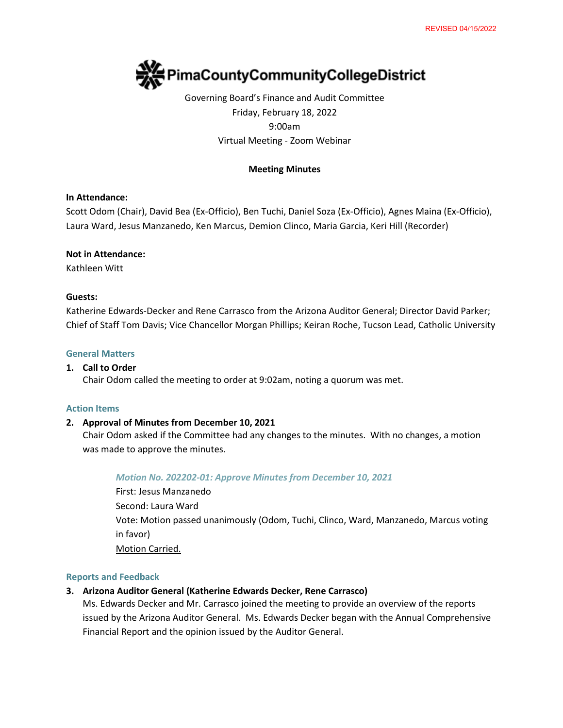REVISED 04/15/2022

# PimaCountyCommunityCollegeDistrict

Governing Board's Finance and Audit Committee
Friday, February 18, 2022
9:00am
Virtual Meeting - Zoom Webinar

**Meeting Minutes**

**In Attendance:**
Scott Odom (Chair), David Bea (Ex-Officio), Ben Tuchi, Daniel Soza (Ex-Officio), Agnes Maina (Ex-Officio), Laura Ward, Jesus Manzanedo, Ken Marcus, Demion Clinco, Maria Garcia, Keri Hill (Recorder)

**Not in Attendance:**
Kathleen Witt

**Guests:**
Katherine Edwards-Decker and Rene Carrasco from the Arizona Auditor General; Director David Parker; Chief of Staff Tom Davis; Vice Chancellor Morgan Phillips; Keiran Roche, Tucson Lead, Catholic University

## General Matters

1. **Call to Order**
   Chair Odom called the meeting to order at 9:02am, noting a quorum was met.

## Action Items

2. **Approval of Minutes from December 10, 2021**
   Chair Odom asked if the Committee had any changes to the minutes. With no changes, a motion was made to approve the minutes.

   ***Motion No. 202202-01: Approve Minutes from December 10, 2021***
   First: Jesus Manzanedo
   Second: Laura Ward
   Vote: Motion passed unanimously (Odom, Tuchi, Clinco, Ward, Manzanedo, Marcus voting in favor)
   Motion Carried.

## Reports and Feedback

3. **Arizona Auditor General (Katherine Edwards Decker, Rene Carrasco)**
   Ms. Edwards Decker and Mr. Carrasco joined the meeting to provide an overview of the reports issued by the Arizona Auditor General. Ms. Edwards Decker began with the Annual Comprehensive Financial Report and the opinion issued by the Auditor General.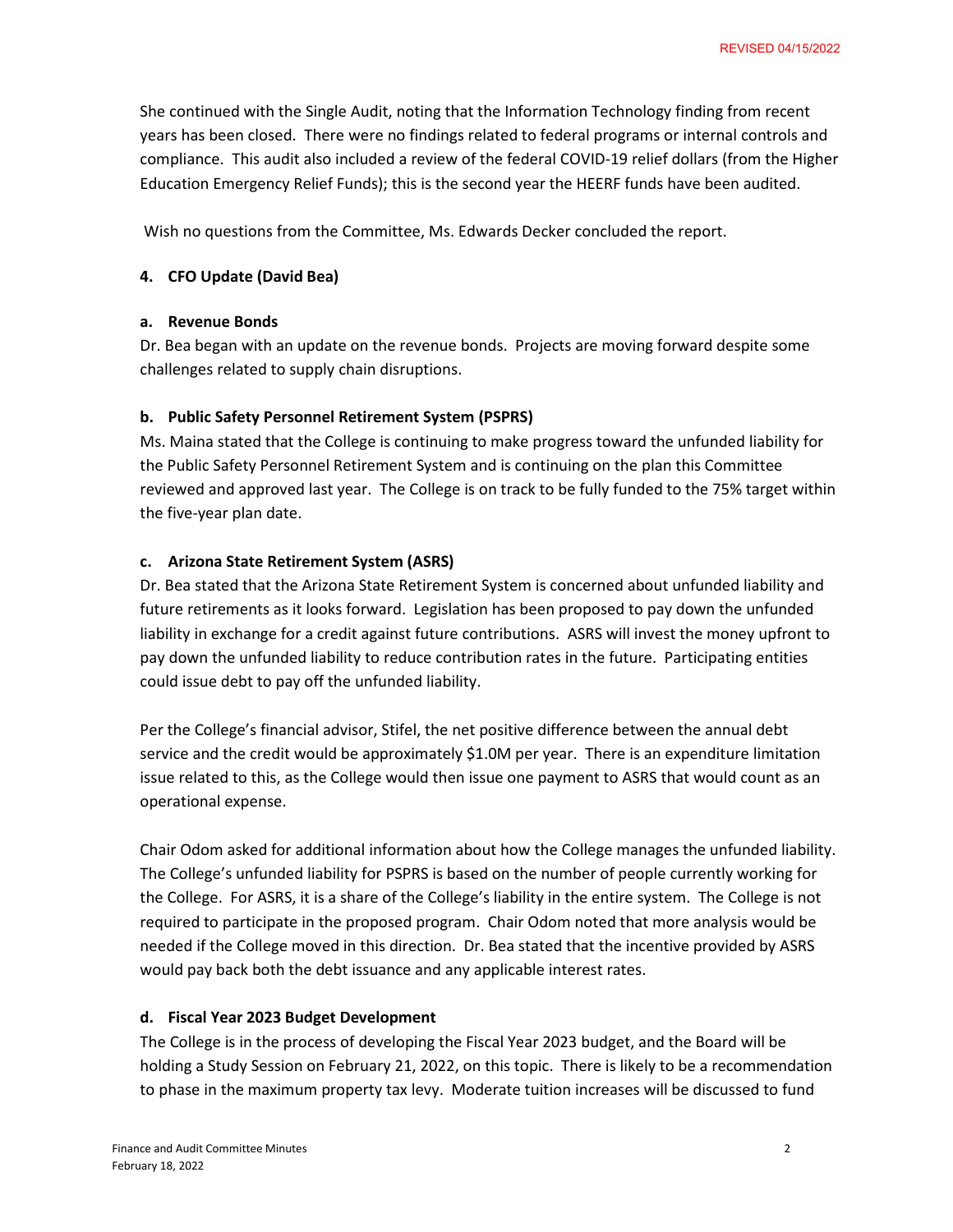She continued with the Single Audit, noting that the Information Technology finding from recent years has been closed. There were no findings related to federal programs or internal controls and compliance. This audit also included a review of the federal COVID-19 relief dollars (from the Higher Education Emergency Relief Funds); this is the second year the HEERF funds have been audited.

Wish no questions from the Committee, Ms. Edwards Decker concluded the report.

**4. CFO Update (David Bea)**

**a. Revenue Bonds**

Dr. Bea began with an update on the revenue bonds. Projects are moving forward despite some challenges related to supply chain disruptions.

**b. Public Safety Personnel Retirement System (PSPRS)**

Ms. Maina stated that the College is continuing to make progress toward the unfunded liability for the Public Safety Personnel Retirement System and is continuing on the plan this Committee reviewed and approved last year. The College is on track to be fully funded to the 75% target within the five-year plan date.

**c. Arizona State Retirement System (ASRS)**

Dr. Bea stated that the Arizona State Retirement System is concerned about unfunded liability and future retirements as it looks forward. Legislation has been proposed to pay down the unfunded liability in exchange for a credit against future contributions. ASRS will invest the money upfront to pay down the unfunded liability to reduce contribution rates in the future. Participating entities could issue debt to pay off the unfunded liability.

Per the College's financial advisor, Stifel, the net positive difference between the annual debt service and the credit would be approximately $1.0M per year. There is an expenditure limitation issue related to this, as the College would then issue one payment to ASRS that would count as an operational expense.

Chair Odom asked for additional information about how the College manages the unfunded liability. The College's unfunded liability for PSPRS is based on the number of people currently working for the College. For ASRS, it is a share of the College's liability in the entire system. The College is not required to participate in the proposed program. Chair Odom noted that more analysis would be needed if the College moved in this direction. Dr. Bea stated that the incentive provided by ASRS would pay back both the debt issuance and any applicable interest rates.

**d. Fiscal Year 2023 Budget Development**

The College is in the process of developing the Fiscal Year 2023 budget, and the Board will be holding a Study Session on February 21, 2022, on this topic. There is likely to be a recommendation to phase in the maximum property tax levy. Moderate tuition increases will be discussed to fund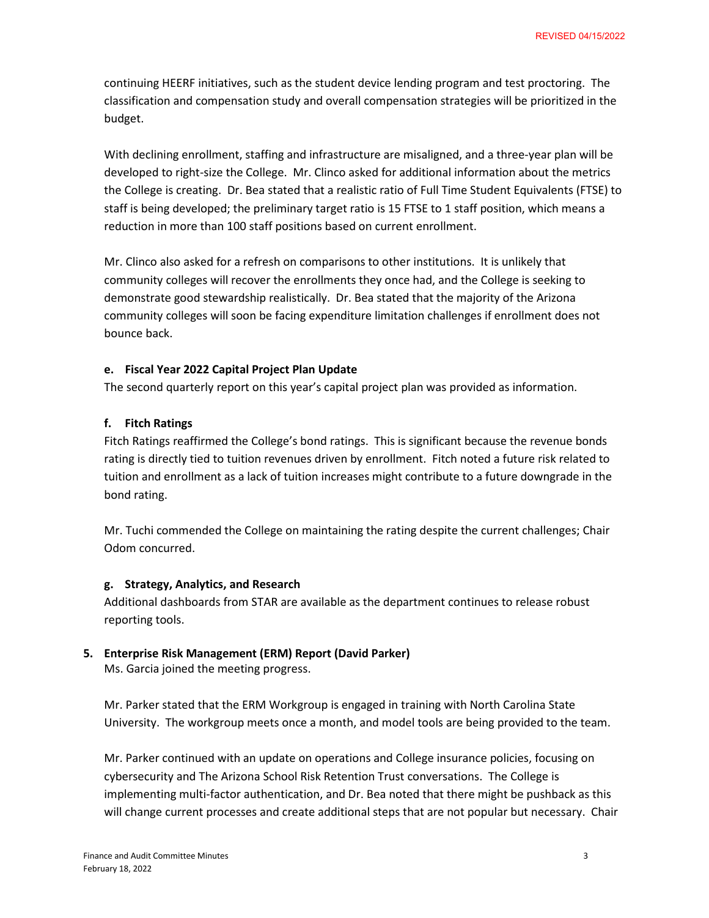continuing HEERF initiatives, such as the student device lending program and test proctoring. The classification and compensation study and overall compensation strategies will be prioritized in the budget.

With declining enrollment, staffing and infrastructure are misaligned, and a three-year plan will be developed to right-size the College. Mr. Clinco asked for additional information about the metrics the College is creating. Dr. Bea stated that a realistic ratio of Full Time Student Equivalents (FTSE) to staff is being developed; the preliminary target ratio is 15 FTSE to 1 staff position, which means a reduction in more than 100 staff positions based on current enrollment.

Mr. Clinco also asked for a refresh on comparisons to other institutions. It is unlikely that community colleges will recover the enrollments they once had, and the College is seeking to demonstrate good stewardship realistically. Dr. Bea stated that the majority of the Arizona community colleges will soon be facing expenditure limitation challenges if enrollment does not bounce back.

**e. Fiscal Year 2022 Capital Project Plan Update**

The second quarterly report on this year's capital project plan was provided as information.

**f. Fitch Ratings**

Fitch Ratings reaffirmed the College's bond ratings. This is significant because the revenue bonds rating is directly tied to tuition revenues driven by enrollment. Fitch noted a future risk related to tuition and enrollment as a lack of tuition increases might contribute to a future downgrade in the bond rating.

Mr. Tuchi commended the College on maintaining the rating despite the current challenges; Chair Odom concurred.

**g. Strategy, Analytics, and Research**

Additional dashboards from STAR are available as the department continues to release robust reporting tools.

**5. Enterprise Risk Management (ERM) Report (David Parker)**

Ms. Garcia joined the meeting progress.

Mr. Parker stated that the ERM Workgroup is engaged in training with North Carolina State University. The workgroup meets once a month, and model tools are being provided to the team.

Mr. Parker continued with an update on operations and College insurance policies, focusing on cybersecurity and The Arizona School Risk Retention Trust conversations. The College is implementing multi-factor authentication, and Dr. Bea noted that there might be pushback as this will change current processes and create additional steps that are not popular but necessary. Chair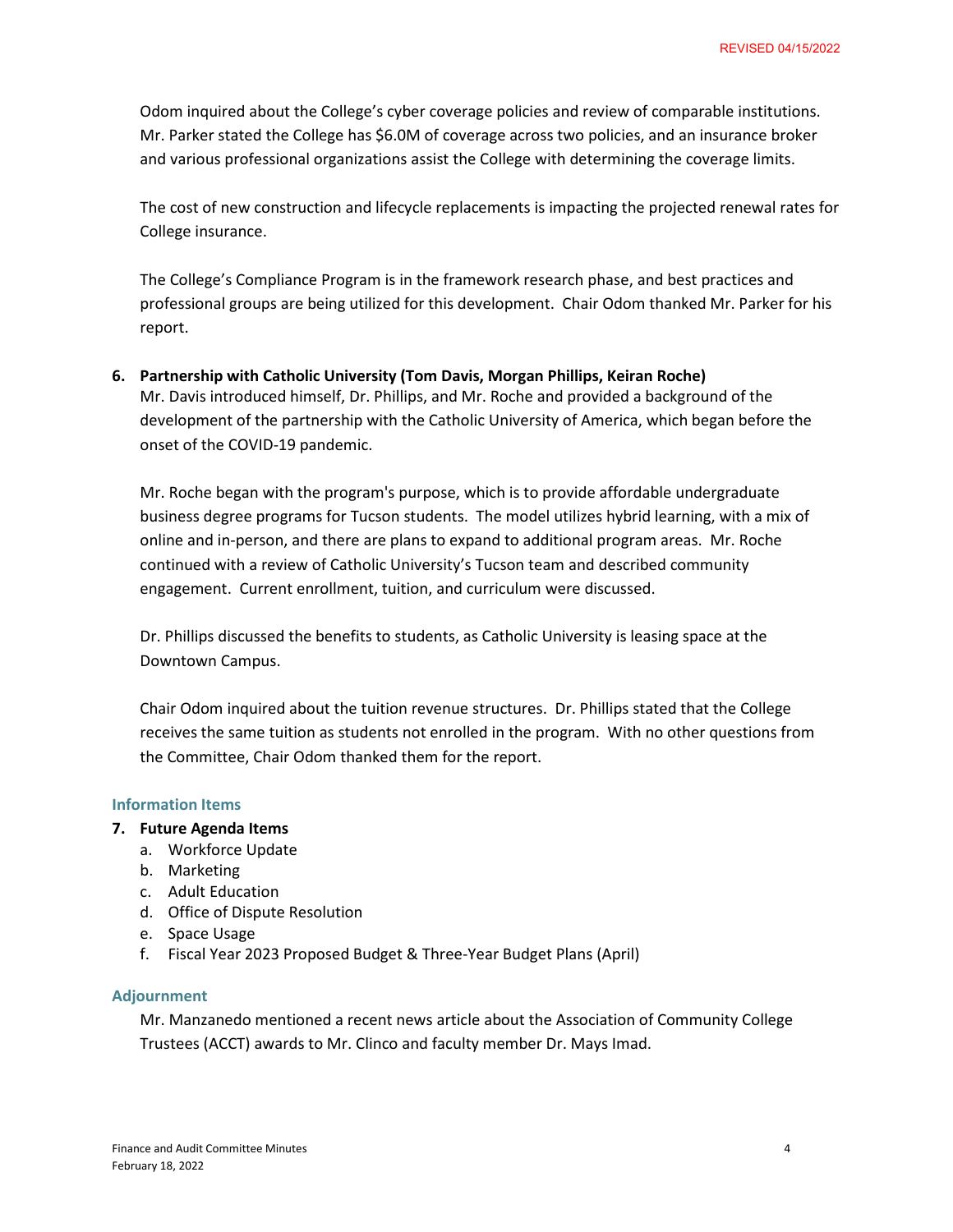REVISED 04/15/2022

Odom inquired about the College's cyber coverage policies and review of comparable institutions. Mr. Parker stated the College has $6.0M of coverage across two policies, and an insurance broker and various professional organizations assist the College with determining the coverage limits.

The cost of new construction and lifecycle replacements is impacting the projected renewal rates for College insurance.

The College's Compliance Program is in the framework research phase, and best practices and professional groups are being utilized for this development. Chair Odom thanked Mr. Parker for his report.

**6. Partnership with Catholic University (Tom Davis, Morgan Phillips, Keiran Roche)**

Mr. Davis introduced himself, Dr. Phillips, and Mr. Roche and provided a background of the development of the partnership with the Catholic University of America, which began before the onset of the COVID-19 pandemic.

Mr. Roche began with the program's purpose, which is to provide affordable undergraduate business degree programs for Tucson students. The model utilizes hybrid learning, with a mix of online and in-person, and there are plans to expand to additional program areas. Mr. Roche continued with a review of Catholic University's Tucson team and described community engagement. Current enrollment, tuition, and curriculum were discussed.

Dr. Phillips discussed the benefits to students, as Catholic University is leasing space at the Downtown Campus.

Chair Odom inquired about the tuition revenue structures. Dr. Phillips stated that the College receives the same tuition as students not enrolled in the program. With no other questions from the Committee, Chair Odom thanked them for the report.

### Information Items

**7. Future Agenda Items**

a. Workforce Update
b. Marketing
c. Adult Education
d. Office of Dispute Resolution
e. Space Usage
f. Fiscal Year 2023 Proposed Budget & Three-Year Budget Plans (April)

### Adjournment

Mr. Manzanedo mentioned a recent news article about the Association of Community College Trustees (ACCT) awards to Mr. Clinco and faculty member Dr. Mays Imad.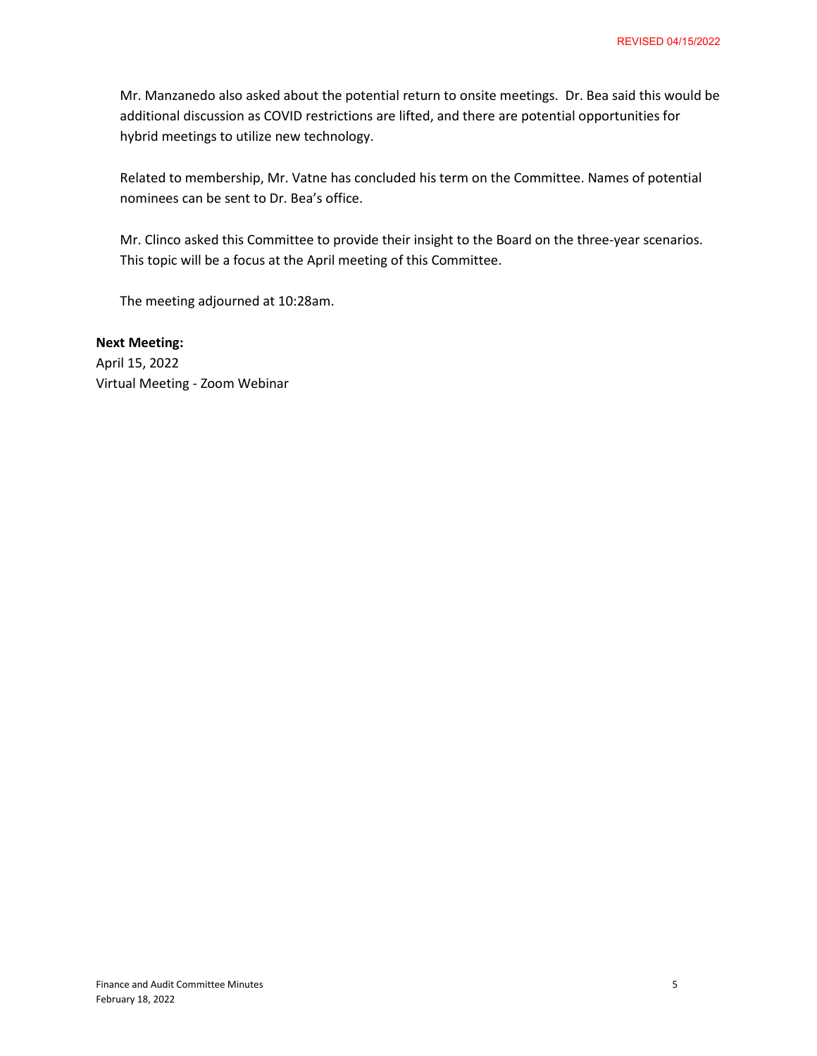Mr. Manzanedo also asked about the potential return to onsite meetings. Dr. Bea said this would be additional discussion as COVID restrictions are lifted, and there are potential opportunities for hybrid meetings to utilize new technology.

Related to membership, Mr. Vatne has concluded his term on the Committee. Names of potential nominees can be sent to Dr. Bea's office.

Mr. Clinco asked this Committee to provide their insight to the Board on the three-year scenarios. This topic will be a focus at the April meeting of this Committee.

The meeting adjourned at 10:28am.

**Next Meeting:**
April 15, 2022
Virtual Meeting - Zoom Webinar